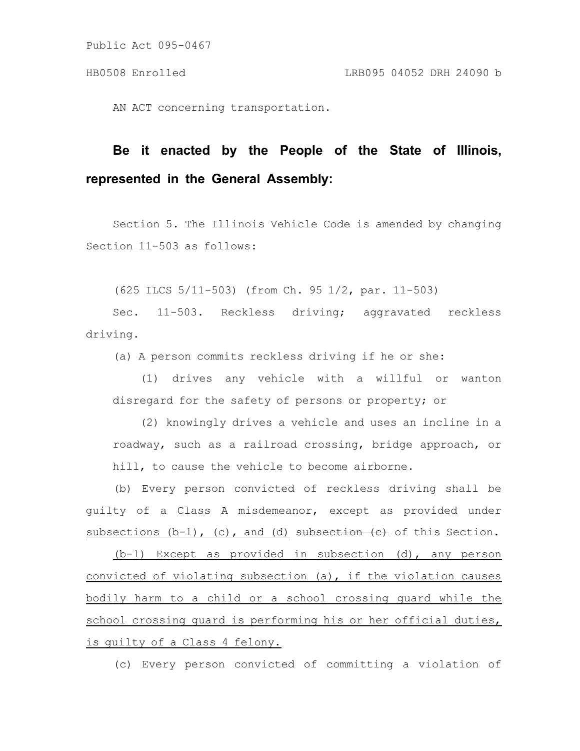Public Act 095-0467

HB0508 Enrolled LRB095 04052 DRH 24090 b

AN ACT concerning transportation.

**Be it enacted by the People of the State of Illinois, represented in the General Assembly:**

Section 5. The Illinois Vehicle Code is amended by changing Section 11-503 as follows:

(625 ILCS 5/11-503) (from Ch. 95 1/2, par. 11-503)

Sec. 11-503. Reckless driving; aggravated reckless driving.

(a) A person commits reckless driving if he or she:

(1) drives any vehicle with a willful or wanton disregard for the safety of persons or property; or

(2) knowingly drives a vehicle and uses an incline in a roadway, such as a railroad crossing, bridge approach, or hill, to cause the vehicle to become airborne.

(b) Every person convicted of reckless driving shall be guilty of a Class A misdemeanor, except as provided under <u>subsections (b-1), (c), and (d)</u> ~~subsection (c)~~ of this Section.

<u>(b-1) Except as provided in subsection (d), any person convicted of violating subsection (a), if the violation causes bodily harm to a child or a school crossing guard while the school crossing guard is performing his or her official duties, is guilty of a Class 4 felony.</u>

(c) Every person convicted of committing a violation of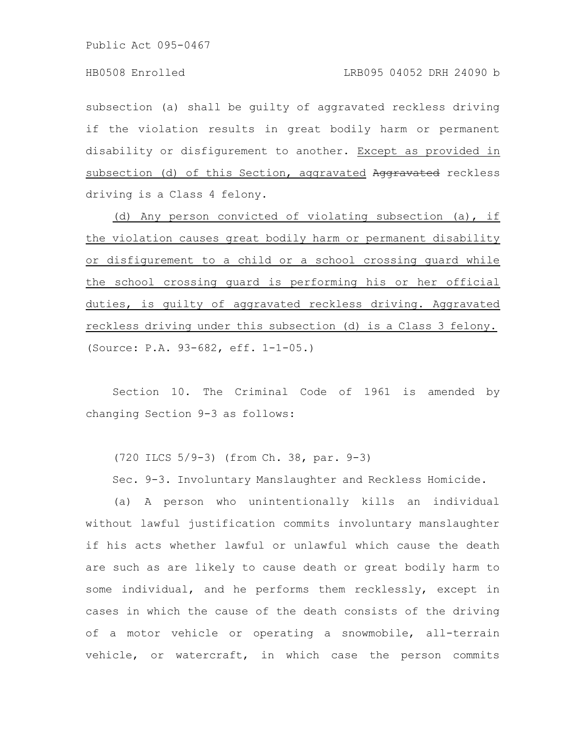subsection (a) shall be guilty of aggravated reckless driving if the violation results in great bodily harm or permanent disability or disfigurement to another. <u>Except as provided in subsection (d) of this Section, aggravated</u> ~~Aggravated~~ reckless driving is a Class 4 felony.

<u>(d) Any person convicted of violating subsection (a), if the violation causes great bodily harm or permanent disability or disfigurement to a child or a school crossing guard while the school crossing guard is performing his or her official duties, is guilty of aggravated reckless driving. Aggravated reckless driving under this subsection (d) is a Class 3 felony.</u>

(Source: P.A. 93-682, eff. 1-1-05.)

Section 10. The Criminal Code of 1961 is amended by changing Section 9-3 as follows:

(720 ILCS 5/9-3) (from Ch. 38, par. 9-3)

Sec. 9-3. Involuntary Manslaughter and Reckless Homicide.

(a) A person who unintentionally kills an individual without lawful justification commits involuntary manslaughter if his acts whether lawful or unlawful which cause the death are such as are likely to cause death or great bodily harm to some individual, and he performs them recklessly, except in cases in which the cause of the death consists of the driving of a motor vehicle or operating a snowmobile, all-terrain vehicle, or watercraft, in which case the person commits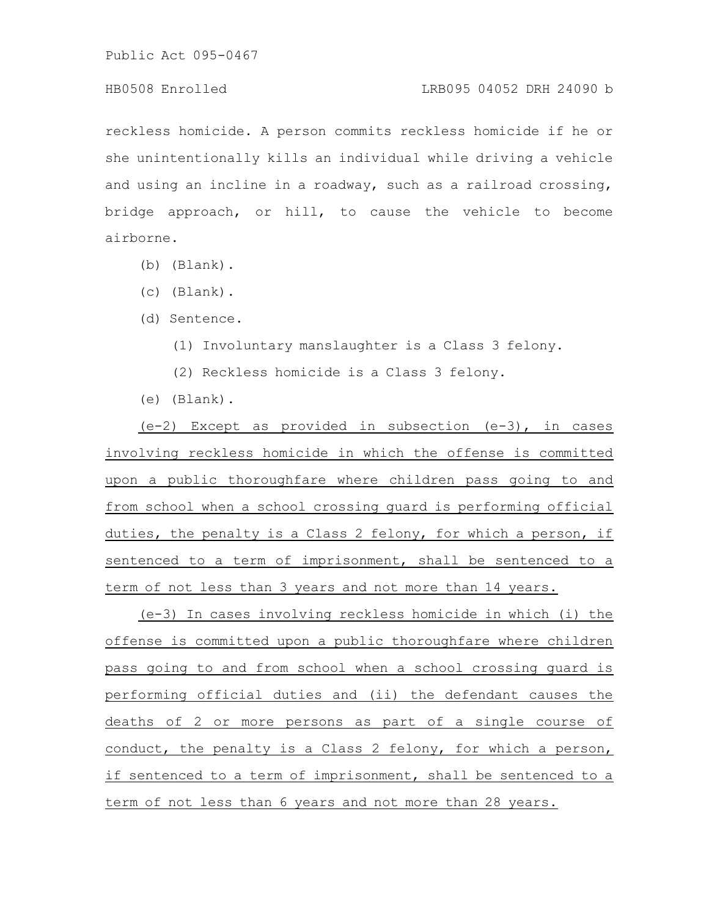reckless homicide. A person commits reckless homicide if he or she unintentionally kills an individual while driving a vehicle and using an incline in a roadway, such as a railroad crossing, bridge approach, or hill, to cause the vehicle to become airborne.

(b) (Blank).

(c) (Blank).

(d) Sentence.

(1) Involuntary manslaughter is a Class 3 felony.

(2) Reckless homicide is a Class 3 felony.

(e) (Blank).

<u>(e-2) Except as provided in subsection (e-3), in cases involving reckless homicide in which the offense is committed upon a public thoroughfare where children pass going to and from school when a school crossing guard is performing official duties, the penalty is a Class 2 felony, for which a person, if sentenced to a term of imprisonment, shall be sentenced to a term of not less than 3 years and not more than 14 years.</u>

<u>(e-3) In cases involving reckless homicide in which (i) the offense is committed upon a public thoroughfare where children pass going to and from school when a school crossing guard is performing official duties and (ii) the defendant causes the deaths of 2 or more persons as part of a single course of conduct, the penalty is a Class 2 felony, for which a person, if sentenced to a term of imprisonment, shall be sentenced to a term of not less than 6 years and not more than 28 years.</u>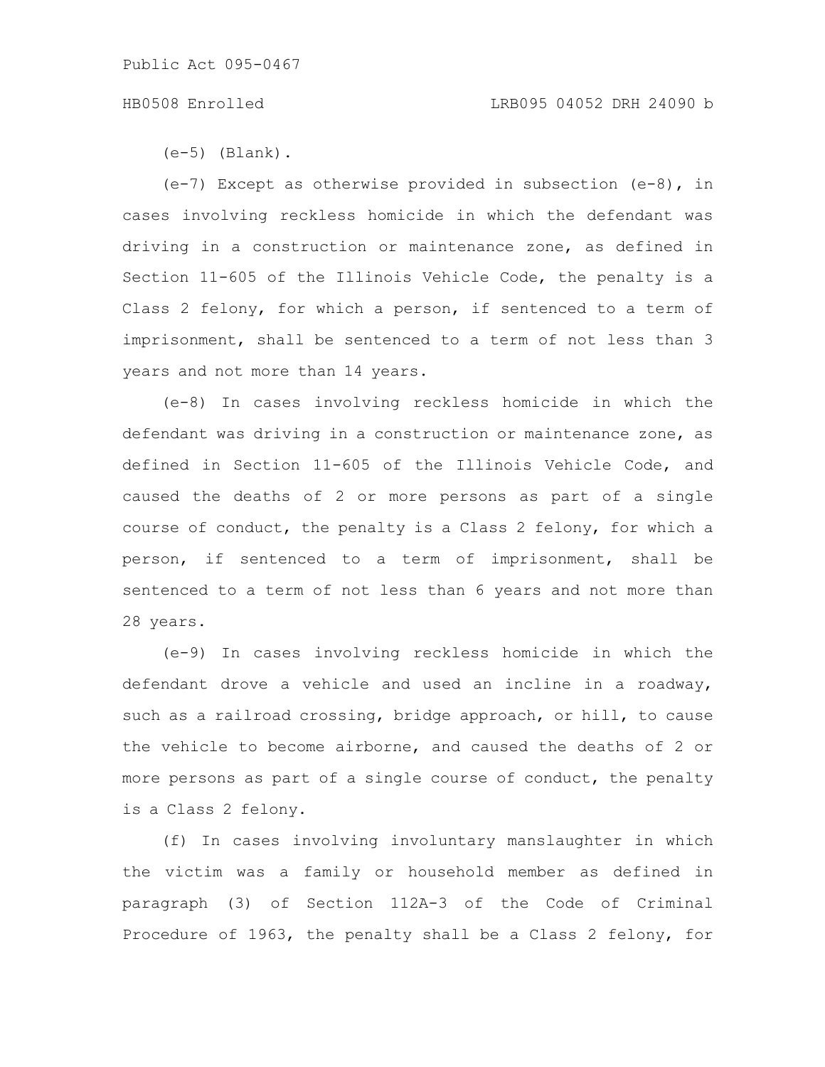(e-5) (Blank).

(e-7) Except as otherwise provided in subsection (e-8), in cases involving reckless homicide in which the defendant was driving in a construction or maintenance zone, as defined in Section 11-605 of the Illinois Vehicle Code, the penalty is a Class 2 felony, for which a person, if sentenced to a term of imprisonment, shall be sentenced to a term of not less than 3 years and not more than 14 years.

(e-8) In cases involving reckless homicide in which the defendant was driving in a construction or maintenance zone, as defined in Section 11-605 of the Illinois Vehicle Code, and caused the deaths of 2 or more persons as part of a single course of conduct, the penalty is a Class 2 felony, for which a person, if sentenced to a term of imprisonment, shall be sentenced to a term of not less than 6 years and not more than 28 years.

(e-9) In cases involving reckless homicide in which the defendant drove a vehicle and used an incline in a roadway, such as a railroad crossing, bridge approach, or hill, to cause the vehicle to become airborne, and caused the deaths of 2 or more persons as part of a single course of conduct, the penalty is a Class 2 felony.

(f) In cases involving involuntary manslaughter in which the victim was a family or household member as defined in paragraph (3) of Section 112A-3 of the Code of Criminal Procedure of 1963, the penalty shall be a Class 2 felony, for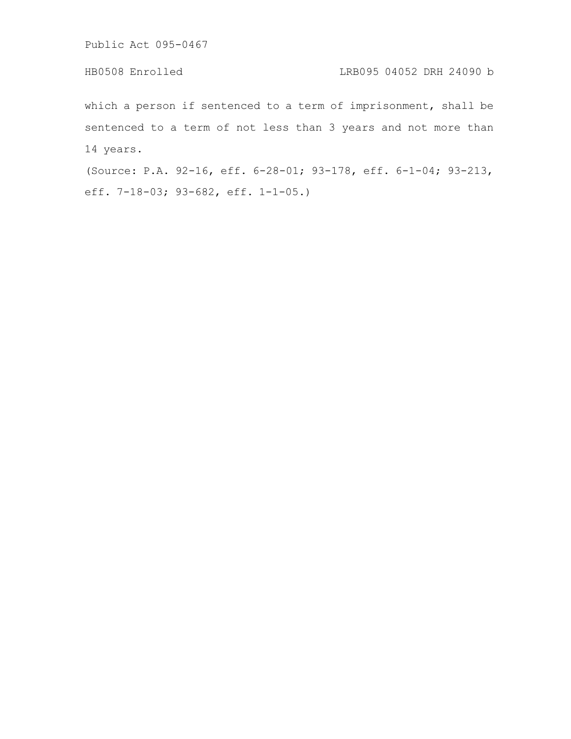which a person if sentenced to a term of imprisonment, shall be sentenced to a term of not less than 3 years and not more than 14 years.

(Source: P.A. 92-16, eff. 6-28-01; 93-178, eff. 6-1-04; 93-213, eff. 7-18-03; 93-682, eff. 1-1-05.)